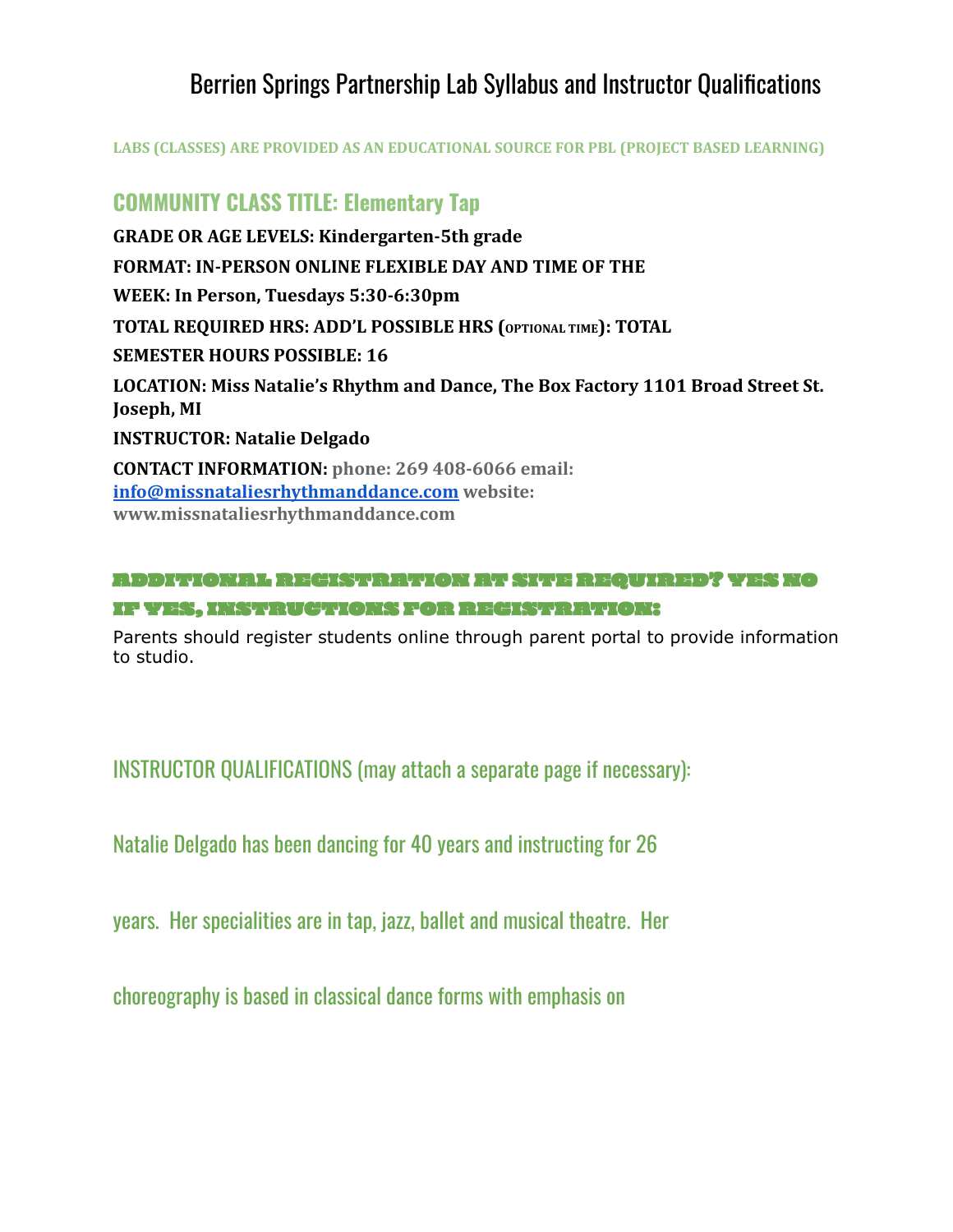# Berrien Springs Partnership Lab Syllabus and Instructor Qualifications

**LABS (CLASSES) ARE PROVIDED AS AN EDUCATIONAL SOURCE FOR PBL (PROJECT BASED LEARNING)**

## COMMUNITY CLASS TITLE: Elementary Tap

**GRADE OR AGE LEVELS: Kindergarten-5th grade**

**FORMAT: IN-PERSON ONLINE FLEXIBLE DAY AND TIME OF THE**

**WEEK: In Person, Tuesdays 5:30-6:30pm**

**TOTAL REQUIRED HRS: ADD'L POSSIBLE HRS (OPTIONAL TIME): TOTAL**

**SEMESTER HOURS POSSIBLE: 16**

**LOCATION: Miss Natalie's Rhythm and Dance, The Box Factory 1101 Broad Street St. Joseph, MI**

**INSTRUCTOR: Natalie Delgado**

**CONTACT INFORMATION:** **phone: 269 408-6066 email: info@missnataliesrhythmanddance.com website: www.missnataliesrhythmanddance.com**

**ADDITIONAL REGISTRATION AT SITE REQUIRED? YES NO**

**IF YES, INSTRUCTIONS FOR REGISTRATION:**

Parents should register students online through parent portal to provide information to studio.

INSTRUCTOR QUALIFICATIONS (may attach a separate page if necessary):

Natalie Delgado has been dancing for 40 years and instructing for 26 years. Her specialities are in tap, jazz, ballet and musical theatre. Her choreography is based in classical dance forms with emphasis on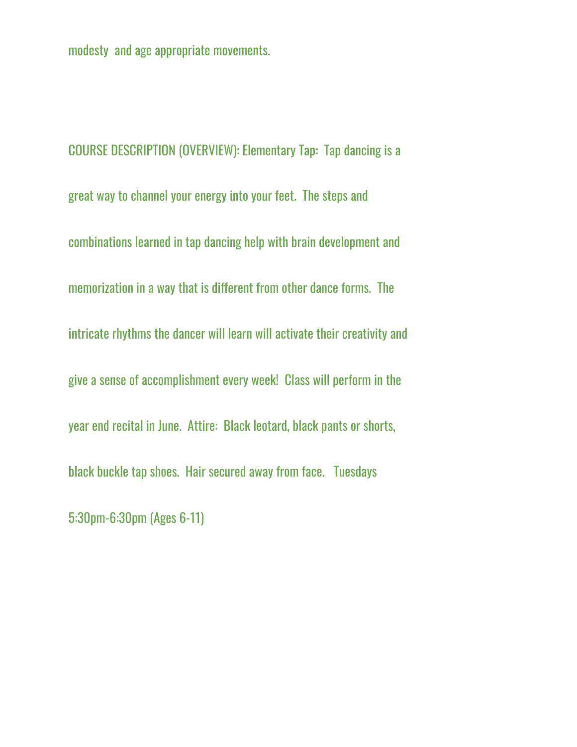modesty and age appropriate movements.

COURSE DESCRIPTION (OVERVIEW): Elementary Tap: Tap dancing is a great way to channel your energy into your feet. The steps and combinations learned in tap dancing help with brain development and memorization in a way that is different from other dance forms. The intricate rhythms the dancer will learn will activate their creativity and give a sense of accomplishment every week! Class will perform in the year end recital in June. Attire: Black leotard, black pants or shorts, black buckle tap shoes. Hair secured away from face. Tuesdays 5:30pm-6:30pm (Ages 6-11)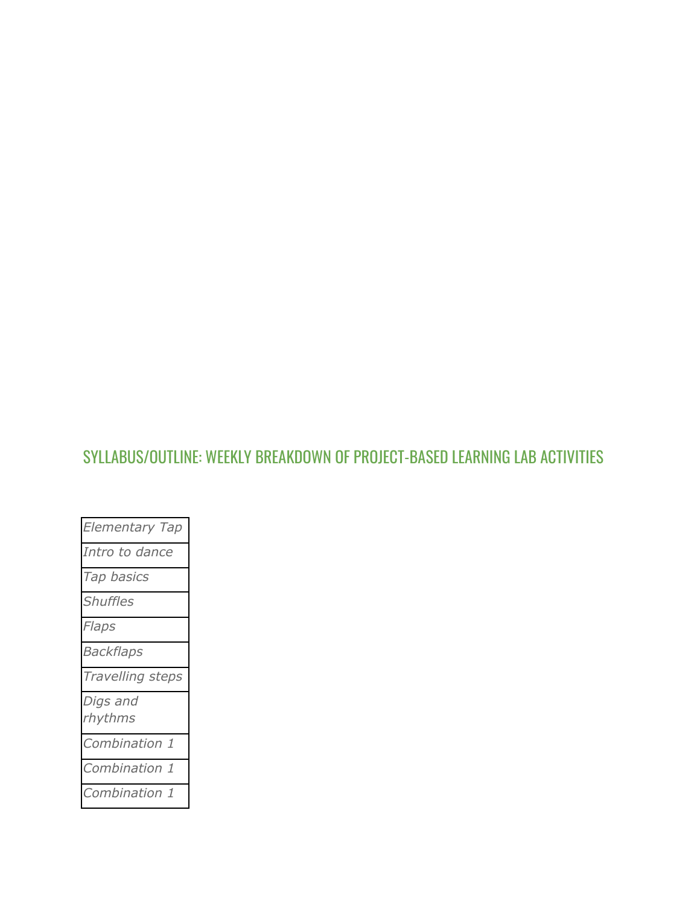## SYLLABUS/OUTLINE: WEEKLY BREAKDOWN OF PROJECT-BASED LEARNING LAB ACTIVITIES

| *Elementary Tap* |
| --- |
| *Intro to dance* |
| *Tap basics* |
| *Shuffles* |
| *Flaps* |
| *Backflaps* |
| *Travelling steps* |
| *Digs and rhythms* |
| *Combination 1* |
| *Combination 1* |
| *Combination 1* |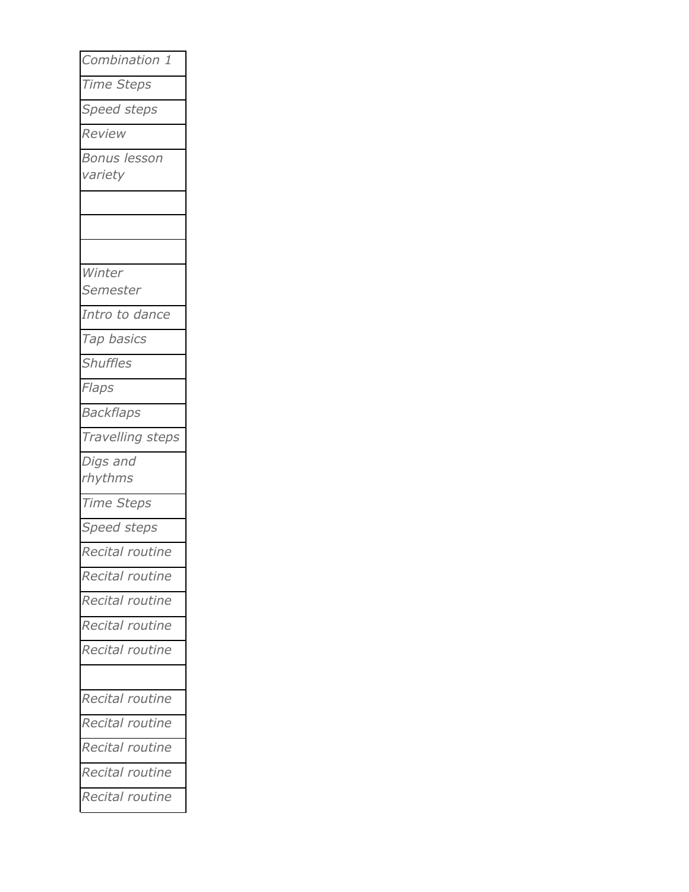| *Combination 1* |
| --- |
| *Time Steps* |
| *Speed steps* |
| *Review* |
| *Bonus lesson variety* |
| |
| |
| |
| *Winter Semester* |
| *Intro to dance* |
| *Tap basics* |
| *Shuffles* |
| *Flaps* |
| *Backflaps* |
| *Travelling steps* |
| *Digs and rhythms* |
| *Time Steps* |
| *Speed steps* |
| *Recital routine* |
| *Recital routine* |
| *Recital routine* |
| *Recital routine* |
| *Recital routine* |
| |
| *Recital routine* |
| *Recital routine* |
| *Recital routine* |
| *Recital routine* |
| *Recital routine* |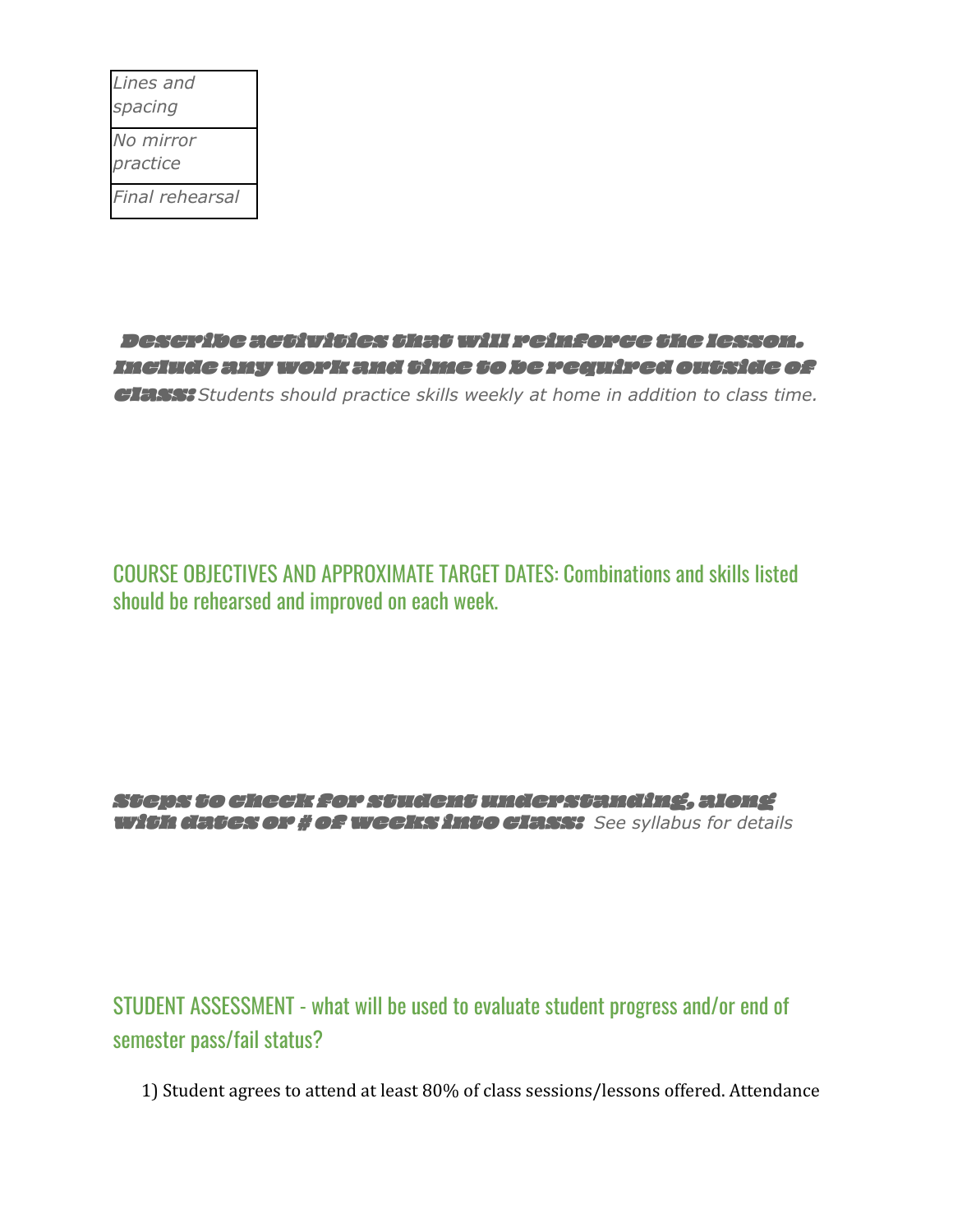| *Lines and spacing* |
| --- |
| *No mirror practice* |
| *Final rehearsal* |

**Describe activities that will reinforce the lesson. Include any work and time to be required outside of class:** *Students should practice skills weekly at home in addition to class time.*

COURSE OBJECTIVES AND APPROXIMATE TARGET DATES: Combinations and skills listed should be rehearsed and improved on each week.

**Steps to check for student understanding, along with dates or # of weeks into class:** *See syllabus for details*

STUDENT ASSESSMENT - what will be used to evaluate student progress and/or end of semester pass/fail status?

1) Student agrees to attend at least 80% of class sessions/lessons offered. Attendance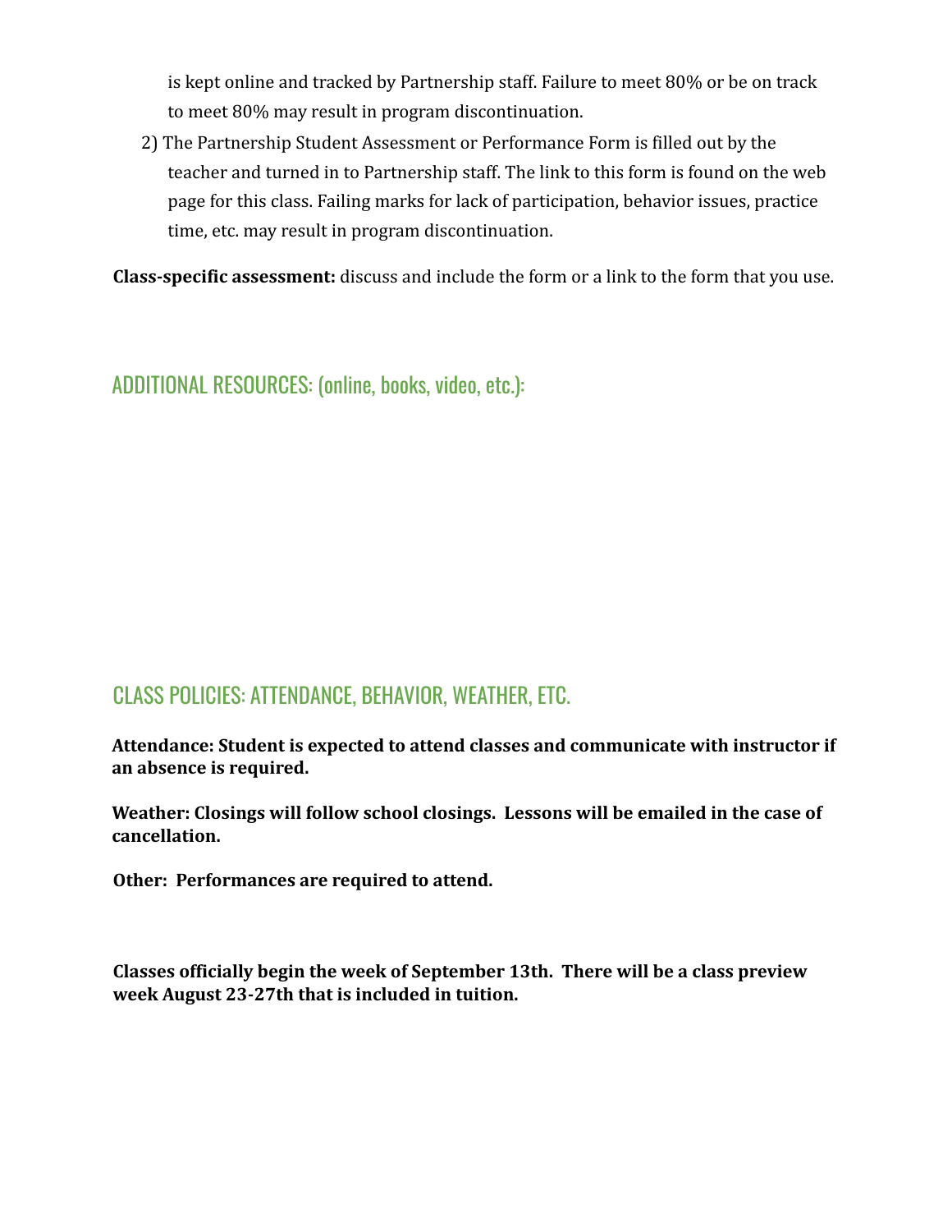is kept online and tracked by Partnership staff. Failure to meet 80% or be on track to meet 80% may result in program discontinuation.

2) The Partnership Student Assessment or Performance Form is filled out by the teacher and turned in to Partnership staff. The link to this form is found on the web page for this class. Failing marks for lack of participation, behavior issues, practice time, etc. may result in program discontinuation.

**Class-specific assessment:** discuss and include the form or a link to the form that you use.

## ADDITIONAL RESOURCES: (online, books, video, etc.):

## CLASS POLICIES: ATTENDANCE, BEHAVIOR, WEATHER, ETC.

**Attendance: Student is expected to attend classes and communicate with instructor if an absence is required.**

**Weather: Closings will follow school closings. Lessons will be emailed in the case of cancellation.**

**Other: Performances are required to attend.**

**Classes officially begin the week of September 13th. There will be a class preview week August 23-27th that is included in tuition.**